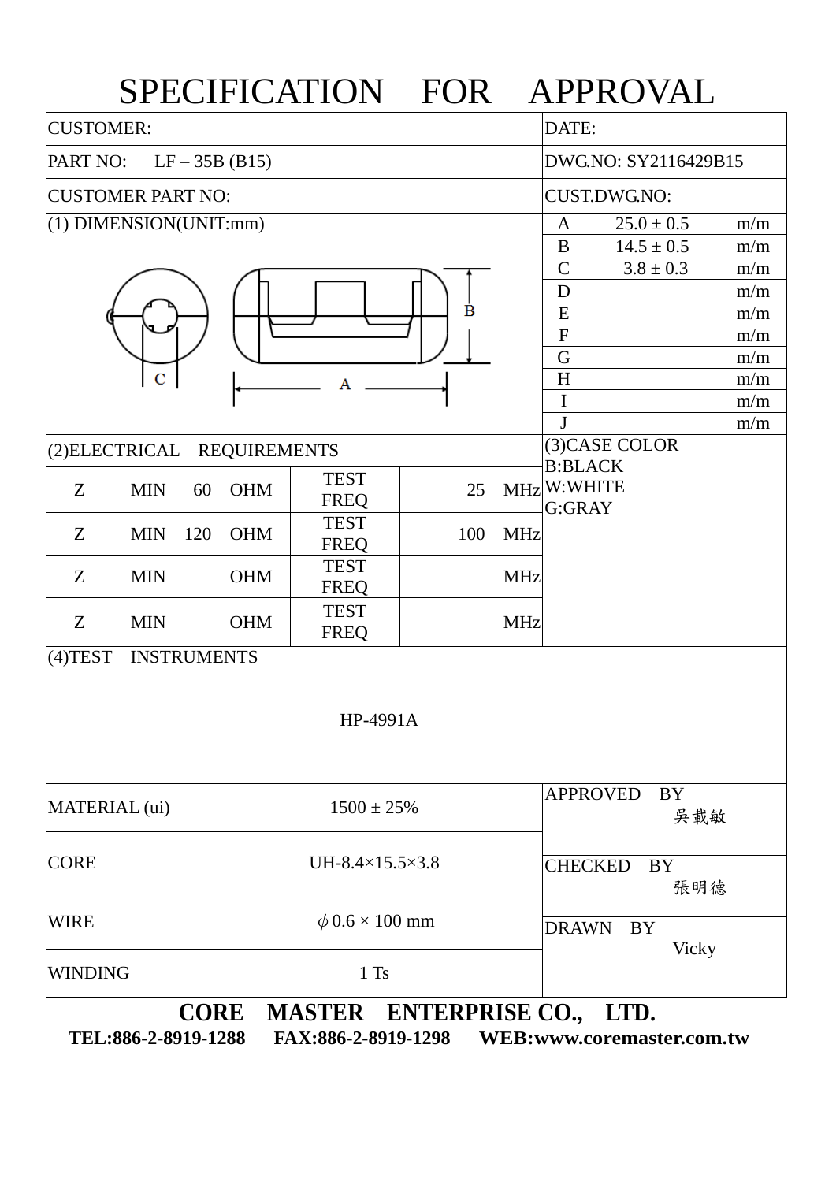# SPECIFICATION FOR APPROVAL

| | |
|---|---|
| CUSTOMER: | DATE: |
| PART NO: LF – 35B (B15) | DWG.NO: SY2116429B15 |
| CUSTOMER PART NO: | CUST.DWG.NO: |

(1) DIMENSION(UNIT:mm)

C

B

A

| | | |
|---|---|---|
| A | 25.0 ± 0.5 | m/m |
| B | 14.5 ± 0.5 | m/m |
| C | 3.8 ± 0.3 | m/m |
| D | | m/m |
| E | | m/m |
| F | | m/m |
| G | | m/m |
| H | | m/m |
| I | | m/m |
| J | | m/m |

(2)ELECTRICAL REQUIREMENTS

| | | | | |
|---|---|---|---|---|
| Z | MIN 60 OHM | TEST FREQ | 25 MHz | |
| Z | MIN 120 OHM | TEST FREQ | 100 MHz | |
| Z | MIN OHM | TEST FREQ | MHz | |
| Z | MIN OHM | TEST FREQ | MHz | |

(3)CASE COLOR
B:BLACK
W:WHITE
G:GRAY

(4)TEST INSTRUMENTS

HP-4991A

| | |
|---|---|
| MATERIAL (ui) | 1500 ± 25% |
| CORE | UH-8.4×15.5×3.8 |
| WIRE | $\phi$0.6 × 100 mm |
| WINDING | 1 Ts |

APPROVED BY 吳載敏

CHECKED BY 張明德

DRAWN BY Vicky

**CORE MASTER ENTERPRISE CO., LTD.**

**TEL:886-2-8919-1288 FAX:886-2-8919-1298 WEB:www.coremaster.com.tw**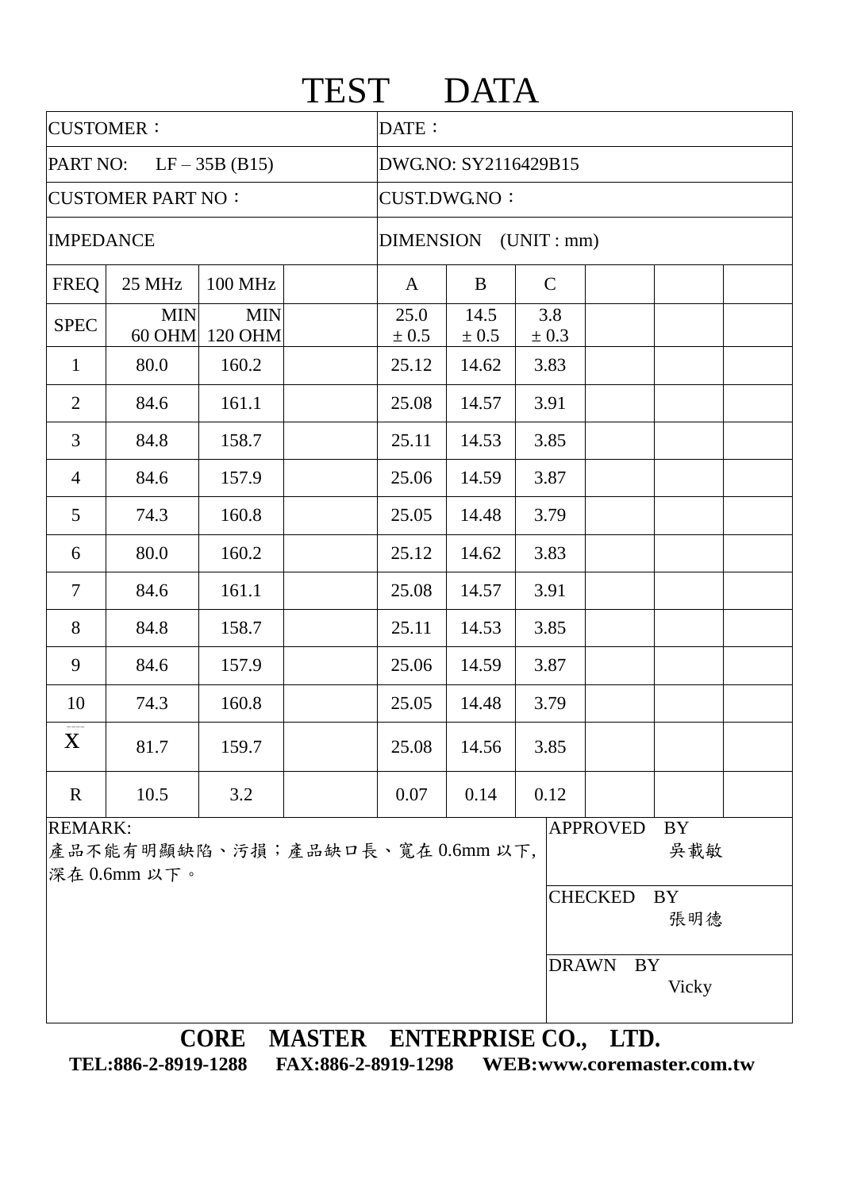# TEST DATA

| | | | | | | | | | |
|---|---|---|---|---|---|---|---|---|---|
| CUSTOMER： | | | | DATE： | | | | | |
| PART NO: LF – 35B (B15) | | | | DWG.NO: SY2116429B15 | | | | | |
| CUSTOMER PART NO： | | | | CUST.DWG.NO： | | | | | |
| IMPEDANCE | | | | DIMENSION (UNIT : mm) | | | | | |
| FREQ | 25 MHz | 100 MHz | | A | B | C | | | |
| SPEC | MIN 60 OHM | MIN 120 OHM | | 25.0 ± 0.5 | 14.5 ± 0.5 | 3.8 ± 0.3 | | | |
| 1 | 80.0 | 160.2 | | 25.12 | 14.62 | 3.83 | | | |
| 2 | 84.6 | 161.1 | | 25.08 | 14.57 | 3.91 | | | |
| 3 | 84.8 | 158.7 | | 25.11 | 14.53 | 3.85 | | | |
| 4 | 84.6 | 157.9 | | 25.06 | 14.59 | 3.87 | | | |
| 5 | 74.3 | 160.8 | | 25.05 | 14.48 | 3.79 | | | |
| 6 | 80.0 | 160.2 | | 25.12 | 14.62 | 3.83 | | | |
| 7 | 84.6 | 161.1 | | 25.08 | 14.57 | 3.91 | | | |
| 8 | 84.8 | 158.7 | | 25.11 | 14.53 | 3.85 | | | |
| 9 | 84.6 | 157.9 | | 25.06 | 14.59 | 3.87 | | | |
| 10 | 74.3 | 160.8 | | 25.05 | 14.48 | 3.79 | | | |
| $\bar{X}$ | 81.7 | 159.7 | | 25.08 | 14.56 | 3.85 | | | |
| R | 10.5 | 3.2 | | 0.07 | 0.14 | 0.12 | | | |

REMARK:
產品不能有明顯缺陷、污損；產品缺口長、寬在 0.6mm 以下，深在 0.6mm 以下。

| | |
|---|---|
| APPROVED BY | 吳載敏 |
| CHECKED BY | 張明德 |
| DRAWN BY | Vicky |

**CORE MASTER ENTERPRISE CO., LTD.**

**TEL:886-2-8919-1288 FAX:886-2-8919-1298 WEB:www.coremaster.com.tw**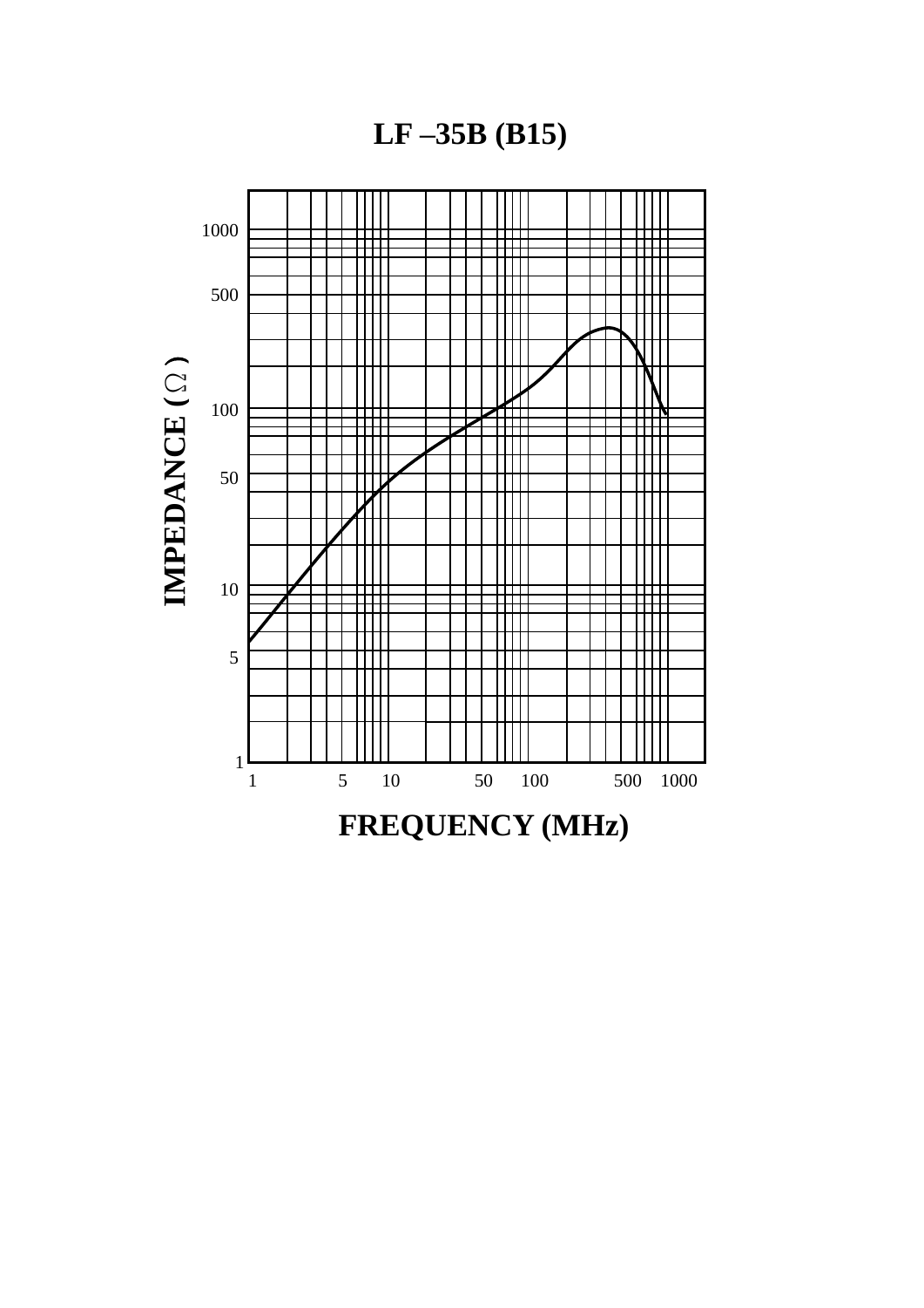# LF –35B (B15)

IMPEDANCE (Ω)

1000
500
100
50
10
5
1

1
5
10
50
100
500
1000

FREQUENCY (MHz)